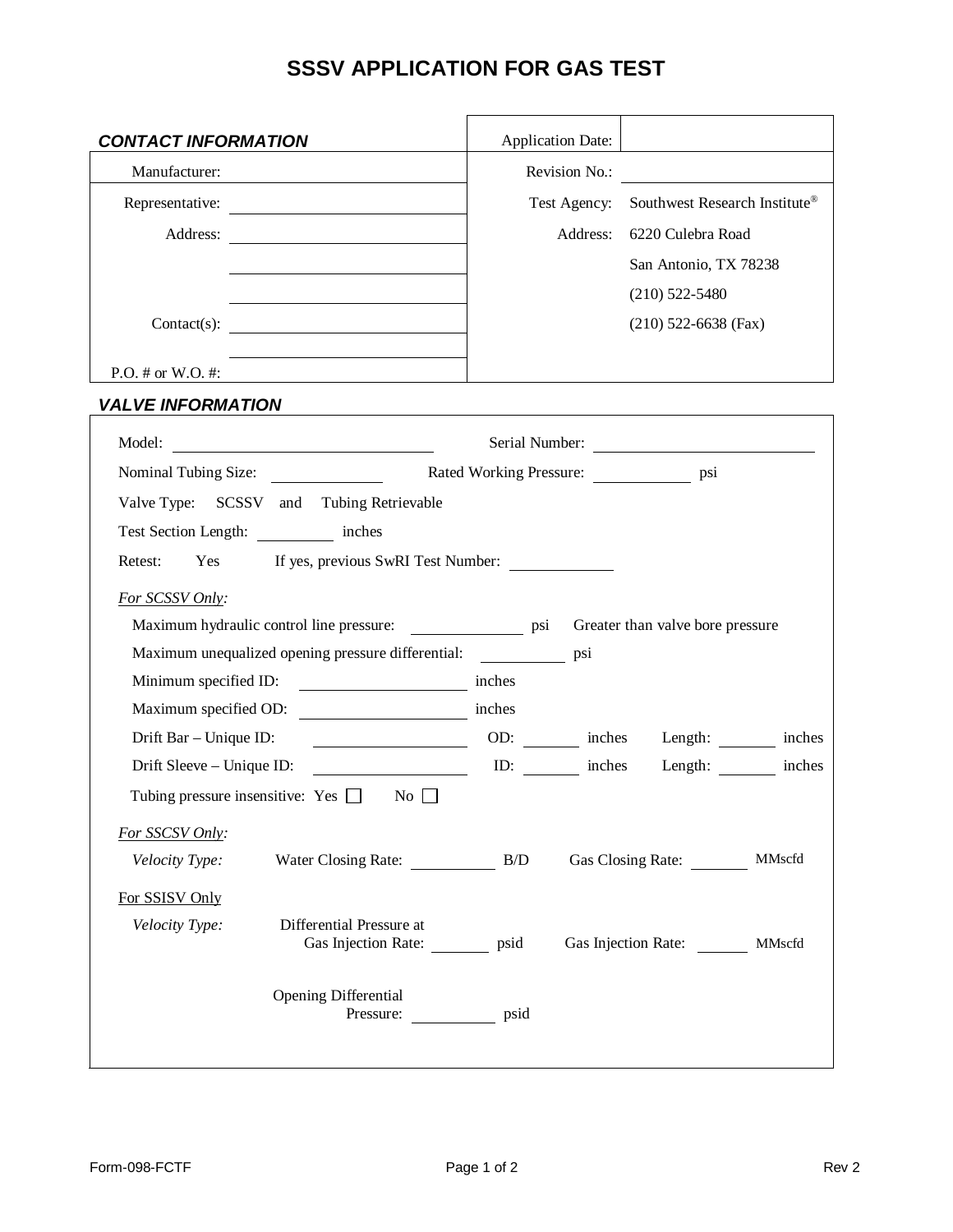# SSSV APPLICATION FOR GAS TEST

| ***CONTACT INFORMATION*** | | Application Date: | |
|---|---|---|---|
| Manufacturer: | | Revision No.: | |
| Representative: | | Test Agency: | Southwest Research Institute® |
| Address: | | Address: | 6220 Culebra Road |
| | | | San Antonio, TX 78238 |
| | | | (210) 522-5480 |
| Contact(s): | | | (210) 522-6638 (Fax) |
| | | | |
| P.O. # or W.O. #: | | | |

### *VALVE INFORMATION*

Model: \_\_\_\_\_\_\_\_\_\_\_\_\_\_\_\_\_\_\_\_ Serial Number: \_\_\_\_\_\_\_\_\_\_\_\_\_\_\_\_\_\_\_\_

Nominal Tubing Size: \_\_\_\_\_\_\_\_\_\_ Rated Working Pressure: \_\_\_\_\_\_\_\_\_\_ psi

Valve Type: SCSSV and Tubing Retrievable

Test Section Length: \_\_\_\_\_\_\_\_ inches

Retest: Yes If yes, previous SwRI Test Number: \_\_\_\_\_\_\_\_\_\_

*For SCSSV Only:*

Maximum hydraulic control line pressure: \_\_\_\_\_\_\_\_\_\_ psi Greater than valve bore pressure

Maximum unequalized opening pressure differential: \_\_\_\_\_\_\_\_ psi

Minimum specified ID: \_\_\_\_\_\_\_\_\_\_\_\_\_\_ inches

Maximum specified OD: \_\_\_\_\_\_\_\_\_\_\_\_\_\_ inches

Drift Bar – Unique ID: \_\_\_\_\_\_\_\_\_\_\_\_\_\_ OD: \_\_\_\_\_ inches Length: \_\_\_\_\_ inches

Drift Sleeve – Unique ID: \_\_\_\_\_\_\_\_\_\_\_\_\_\_ ID: \_\_\_\_\_ inches Length: \_\_\_\_\_ inches

Tubing pressure insensitive: Yes ☐ No ☐

*For SSCSV Only:*

*Velocity Type:* Water Closing Rate: \_\_\_\_\_\_\_\_ B/D Gas Closing Rate: \_\_\_\_\_\_ MMscfd

For SSISV Only

*Velocity Type:* Differential Pressure at Gas Injection Rate: \_\_\_\_\_\_ psid Gas Injection Rate: \_\_\_\_\_\_ MMscfd

Opening Differential Pressure: \_\_\_\_\_\_\_\_ psid

Form-098-FCTF Rev 2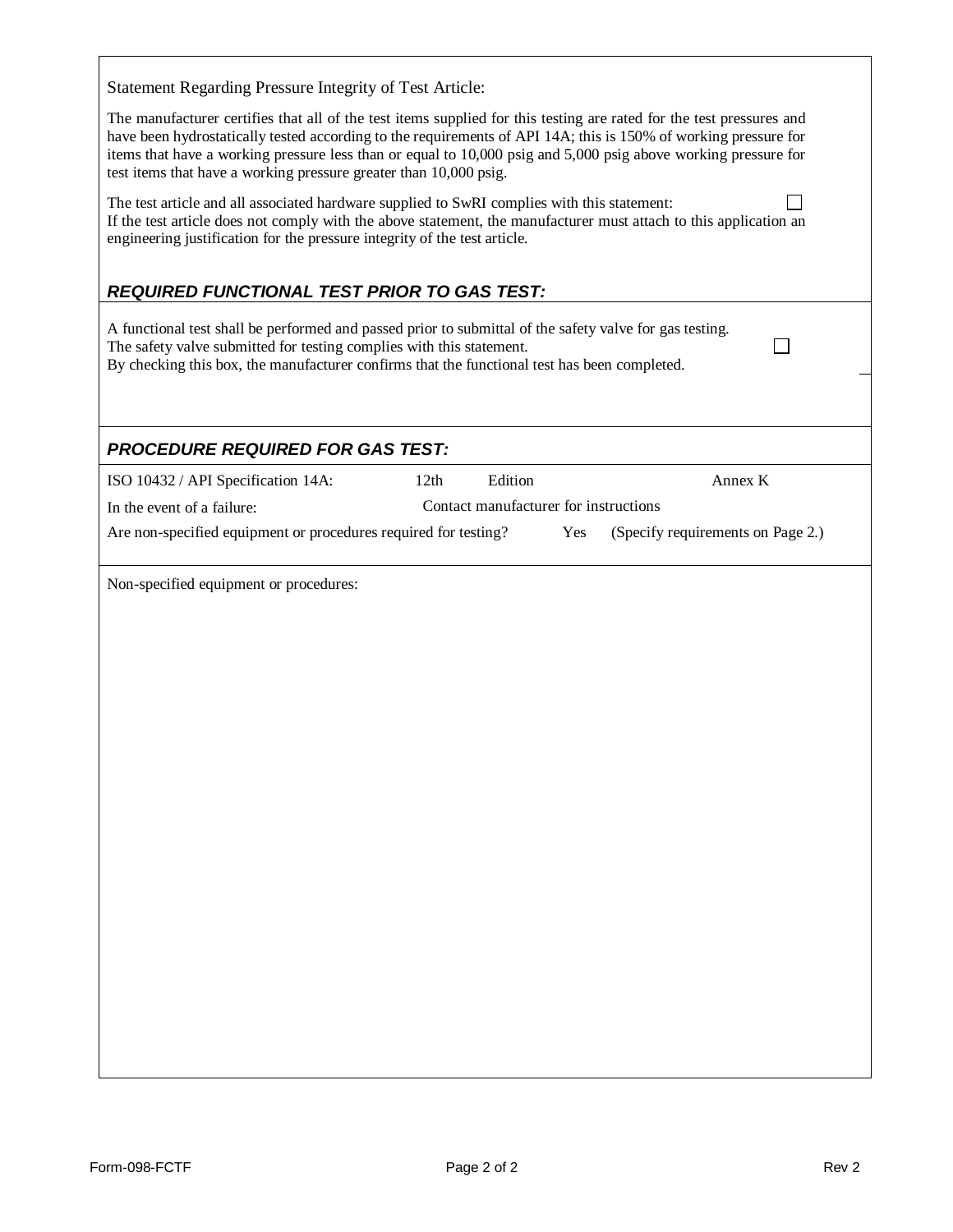Statement Regarding Pressure Integrity of Test Article:

The manufacturer certifies that all of the test items supplied for this testing are rated for the test pressures and have been hydrostatically tested according to the requirements of API 14A; this is 150% of working pressure for items that have a working pressure less than or equal to 10,000 psig and 5,000 psig above working pressure for test items that have a working pressure greater than 10,000 psig.

The test article and all associated hardware supplied to SwRI complies with this statement: ☐
If the test article does not comply with the above statement, the manufacturer must attach to this application an engineering justification for the pressure integrity of the test article.

### *REQUIRED FUNCTIONAL TEST PRIOR TO GAS TEST:*

A functional test shall be performed and passed prior to submittal of the safety valve for gas testing.
The safety valve submitted for testing complies with this statement. ☐
By checking this box, the manufacturer confirms that the functional test has been completed.

### *PROCEDURE REQUIRED FOR GAS TEST:*

ISO 10432 / API Specification 14A: 12th Edition Annex K

In the event of a failure: Contact manufacturer for instructions

Are non-specified equipment or procedures required for testing? Yes (Specify requirements on Page 2.)

Non-specified equipment or procedures: